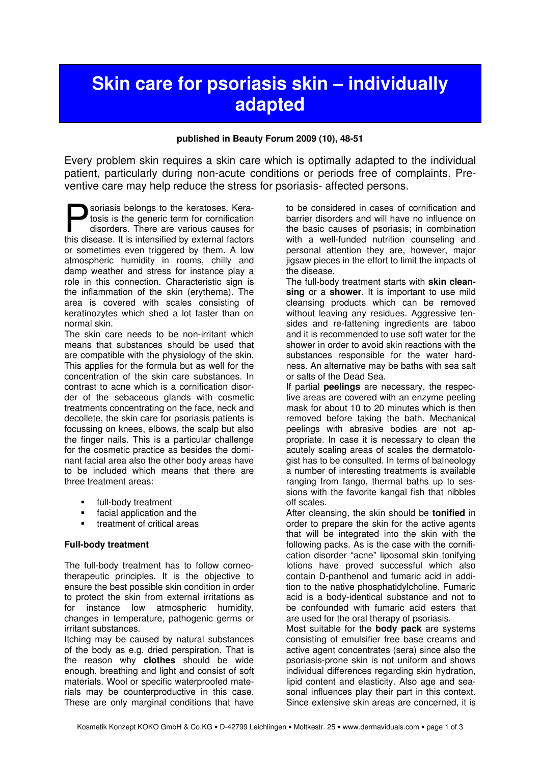# Skin care for psoriasis skin – individually adapted

**published in Beauty Forum 2009 (10), 48-51**

Every problem skin requires a skin care which is optimally adapted to the individual patient, particularly during non-acute conditions or periods free of complaints. Preventive care may help reduce the stress for psoriasis- affected persons.

Psoriasis belongs to the keratoses. Keratosis is the generic term for cornification disorders. There are various causes for this disease. It is intensified by external factors or sometimes even triggered by them. A low atmospheric humidity in rooms, chilly and damp weather and stress for instance play a role in this connection. Characteristic sign is the inflammation of the skin (erythema). The area is covered with scales consisting of keratinozytes which shed a lot faster than on normal skin.

The skin care needs to be non-irritant which means that substances should be used that are compatible with the physiology of the skin. This applies for the formula but as well for the concentration of the skin care substances. In contrast to acne which is a cornification disorder of the sebaceous glands with cosmetic treatments concentrating on the face, neck and decollete, the skin care for psoriasis patients is focussing on knees, elbows, the scalp but also the finger nails. This is a particular challenge for the cosmetic practice as besides the dominant facial area also the other body areas have to be included which means that there are three treatment areas:

- full-body treatment
- facial application and the
- treatment of critical areas

**Full-body treatment**

The full-body treatment has to follow corneotherapeutic principles. It is the objective to ensure the best possible skin condition in order to protect the skin from external irritations as for instance low atmospheric humidity, changes in temperature, pathogenic germs or irritant substances.

Itching may be caused by natural substances of the body as e.g. dried perspiration. That is the reason why **clothes** should be wide enough, breathing and light and consist of soft materials. Wool or specific waterproofed materials may be counterproductive in this case. These are only marginal conditions that have to be considered in cases of cornification and barrier disorders and will have no influence on the basic causes of psoriasis; in combination with a well-funded nutrition counseling and personal attention they are, however, major jigsaw pieces in the effort to limit the impacts of the disease.

The full-body treatment starts with **skin cleansing** or a **shower**. It is important to use mild cleansing products which can be removed without leaving any residues. Aggressive tensides and re-fattening ingredients are taboo and it is recommended to use soft water for the shower in order to avoid skin reactions with the substances responsible for the water hardness. An alternative may be baths with sea salt or salts of the Dead Sea.

If partial **peelings** are necessary, the respective areas are covered with an enzyme peeling mask for about 10 to 20 minutes which is then removed before taking the bath. Mechanical peelings with abrasive bodies are not appropriate. In case it is necessary to clean the acutely scaling areas of scales the dermatologist has to be consulted. In terms of balneology a number of interesting treatments is available ranging from fango, thermal baths up to sessions with the favorite kangal fish that nibbles off scales.

After cleansing, the skin should be **tonified** in order to prepare the skin for the active agents that will be integrated into the skin with the following packs. As is the case with the cornification disorder "acne" liposomal skin tonifying lotions have proved successful which also contain D-panthenol and fumaric acid in addition to the native phosphatidylcholine. Fumaric acid is a body-identical substance and not to be confounded with fumaric acid esters that are used for the oral therapy of psoriasis.

Most suitable for the **body pack** are systems consisting of emulsifier free base creams and active agent concentrates (sera) since also the psoriasis-prone skin is not uniform and shows individual differences regarding skin hydration, lipid content and elasticity. Also age and seasonal influences play their part in this context. Since extensive skin areas are concerned, it is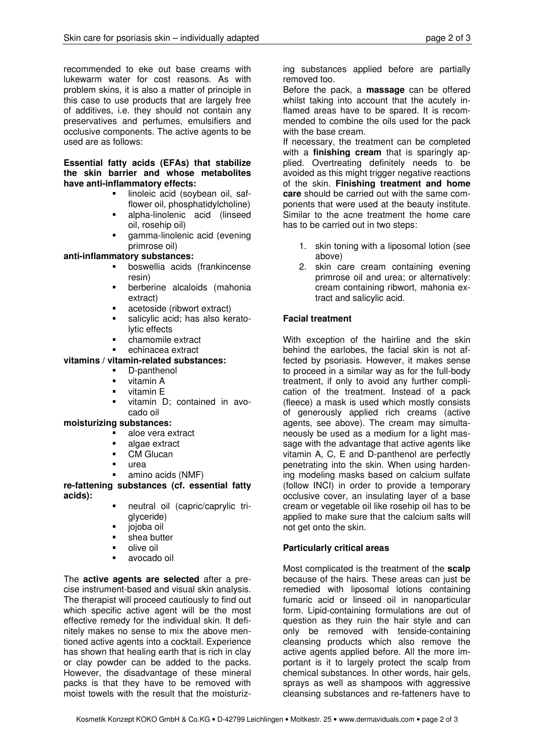recommended to eke out base creams with lukewarm water for cost reasons. As with problem skins, it is also a matter of principle in this case to use products that are largely free of additives, i.e. they should not contain any preservatives and perfumes, emulsifiers and occlusive components. The active agents to be used are as follows:

**Essential fatty acids (EFAs) that stabilize the skin barrier and whose metabolites have anti-inflammatory effects:**

- linoleic acid (soybean oil, safflower oil, phosphatidylcholine)
- alpha-linolenic acid (linseed oil, rosehip oil)
- gamma-linolenic acid (evening primrose oil)

**anti-inflammatory substances:**

- boswellia acids (frankincense resin)
- berberine alcaloids (mahonia extract)
- acetoside (ribwort extract)
- salicylic acid; has also keratolytic effects
- chamomile extract
- echinacea extract

**vitamins / vitamin-related substances:**

- D-panthenol
- vitamin A
- vitamin E
- vitamin D; contained in avocado oil

**moisturizing substances:**

- aloe vera extract
- algae extract
- CM Glucan
- urea
- amino acids (NMF)

**re-fattening substances (cf. essential fatty acids):**

- neutral oil (capric/caprylic triglyceride)
- jojoba oil
- shea butter
- olive oil
- avocado oil

The **active agents are selected** after a precise instrument-based and visual skin analysis. The therapist will proceed cautiously to find out which specific active agent will be the most effective remedy for the individual skin. It definitely makes no sense to mix the above mentioned active agents into a cocktail. Experience has shown that healing earth that is rich in clay or clay powder can be added to the packs. However, the disadvantage of these mineral packs is that they have to be removed with moist towels with the result that the moisturizing substances applied before are partially removed too.

Before the pack, a **massage** can be offered whilst taking into account that the acutely inflamed areas have to be spared. It is recommended to combine the oils used for the pack with the base cream.

If necessary, the treatment can be completed with a **finishing cream** that is sparingly applied. Overtreating definitely needs to be avoided as this might trigger negative reactions of the skin. **Finishing treatment and home care** should be carried out with the same components that were used at the beauty institute. Similar to the acne treatment the home care has to be carried out in two steps:

1. skin toning with a liposomal lotion (see above)
2. skin care cream containing evening primrose oil and urea; or alternatively: cream containing ribwort, mahonia extract and salicylic acid.

## Facial treatment

With exception of the hairline and the skin behind the earlobes, the facial skin is not affected by psoriasis. However, it makes sense to proceed in a similar way as for the full-body treatment, if only to avoid any further complication of the treatment. Instead of a pack (fleece) a mask is used which mostly consists of generously applied rich creams (active agents, see above). The cream may simultaneously be used as a medium for a light massage with the advantage that active agents like vitamin A, C, E and D-panthenol are perfectly penetrating into the skin. When using hardening modeling masks based on calcium sulfate (follow INCI) in order to provide a temporary occlusive cover, an insulating layer of a base cream or vegetable oil like rosehip oil has to be applied to make sure that the calcium salts will not get onto the skin.

## Particularly critical areas

Most complicated is the treatment of the **scalp** because of the hairs. These areas can just be remedied with liposomal lotions containing fumaric acid or linseed oil in nanoparticular form. Lipid-containing formulations are out of question as they ruin the hair style and can only be removed with tenside-containing cleansing products which also remove the active agents applied before. All the more important is it to largely protect the scalp from chemical substances. In other words, hair gels, sprays as well as shampoos with aggressive cleansing substances and re-fatteners have to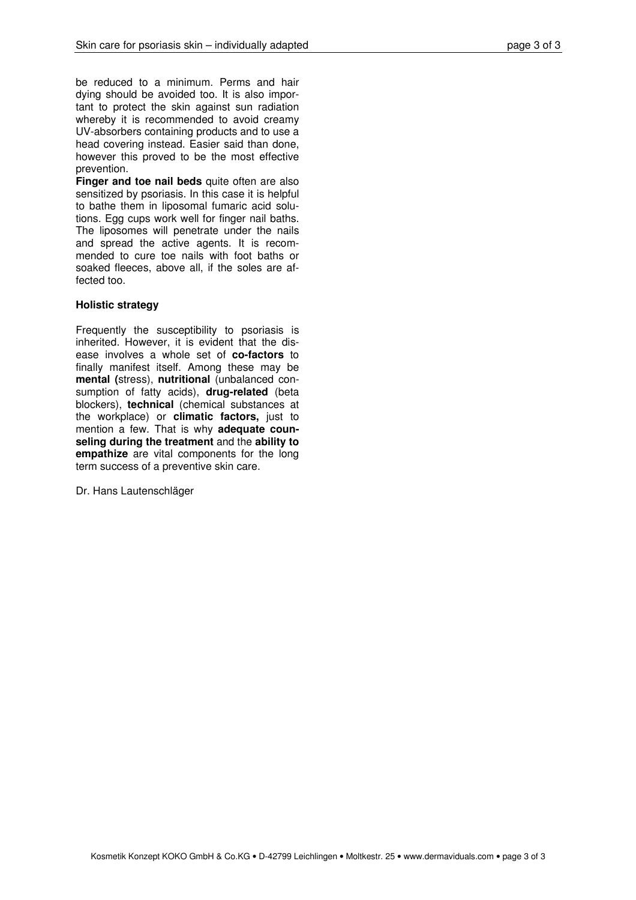be reduced to a minimum. Perms and hair dying should be avoided too. It is also important to protect the skin against sun radiation whereby it is recommended to avoid creamy UV-absorbers containing products and to use a head covering instead. Easier said than done, however this proved to be the most effective prevention.

**Finger and toe nail beds** quite often are also sensitized by psoriasis. In this case it is helpful to bathe them in liposomal fumaric acid solutions. Egg cups work well for finger nail baths. The liposomes will penetrate under the nails and spread the active agents. It is recommended to cure toe nails with foot baths or soaked fleeces, above all, if the soles are affected too.

**Holistic strategy**

Frequently the susceptibility to psoriasis is inherited. However, it is evident that the disease involves a whole set of **co-factors** to finally manifest itself. Among these may be **mental (**stress), **nutritional** (unbalanced consumption of fatty acids), **drug-related** (beta blockers), **technical** (chemical substances at the workplace) or **climatic factors,** just to mention a few. That is why **adequate counseling during the treatment** and the **ability to empathize** are vital components for the long term success of a preventive skin care.

Dr. Hans Lautenschläger